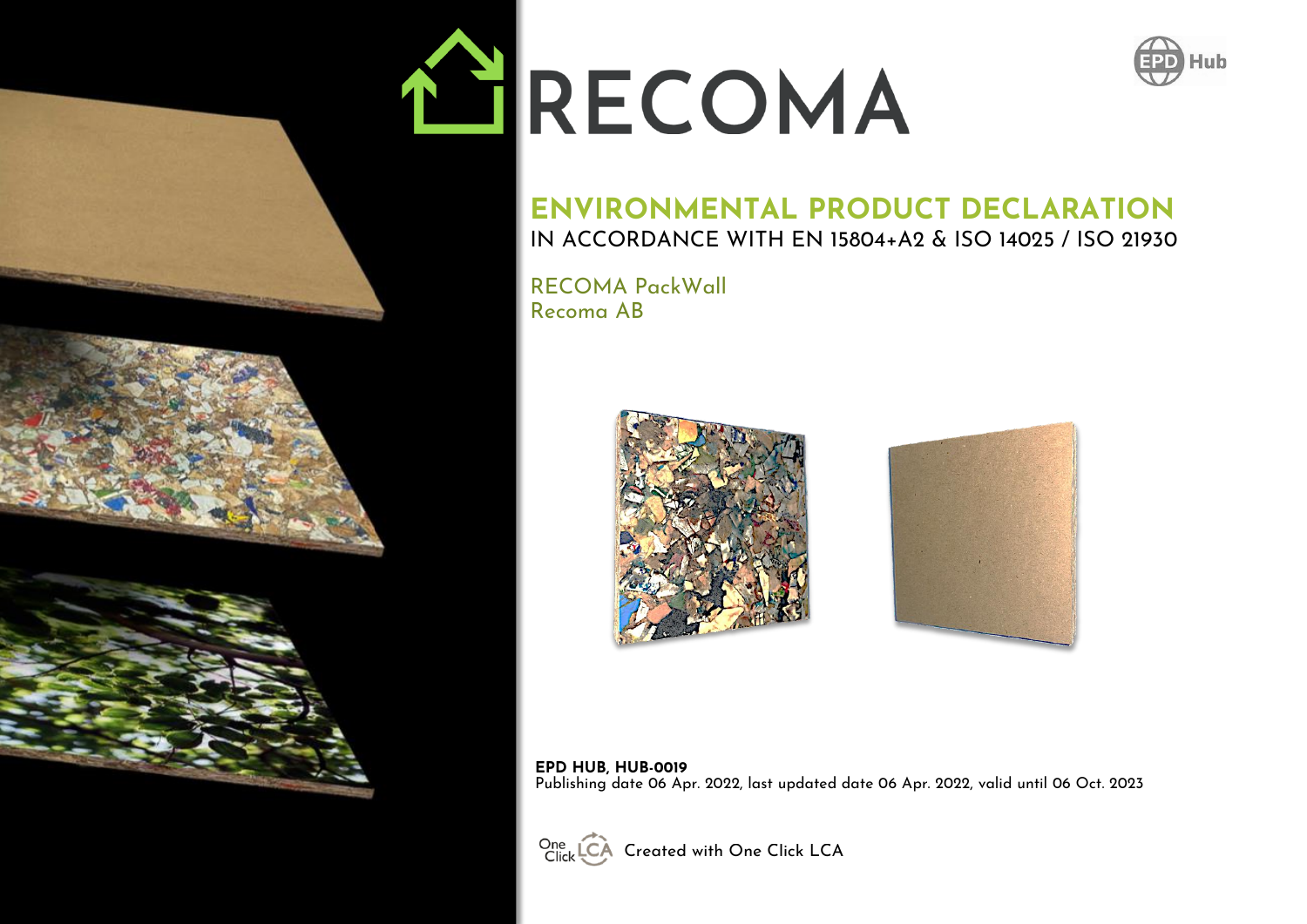# RECOMA

EPD Hub

## ENVIRONMENTAL PRODUCT DECLARATION

IN ACCORDANCE WITH EN 15804+A2 & ISO 14025 / ISO 21930

RECOMA PackWall
Recoma AB

**EPD HUB, HUB-0019**
Publishing date 06 Apr. 2022, last updated date 06 Apr. 2022, valid until 06 Oct. 2023

Created with One Click LCA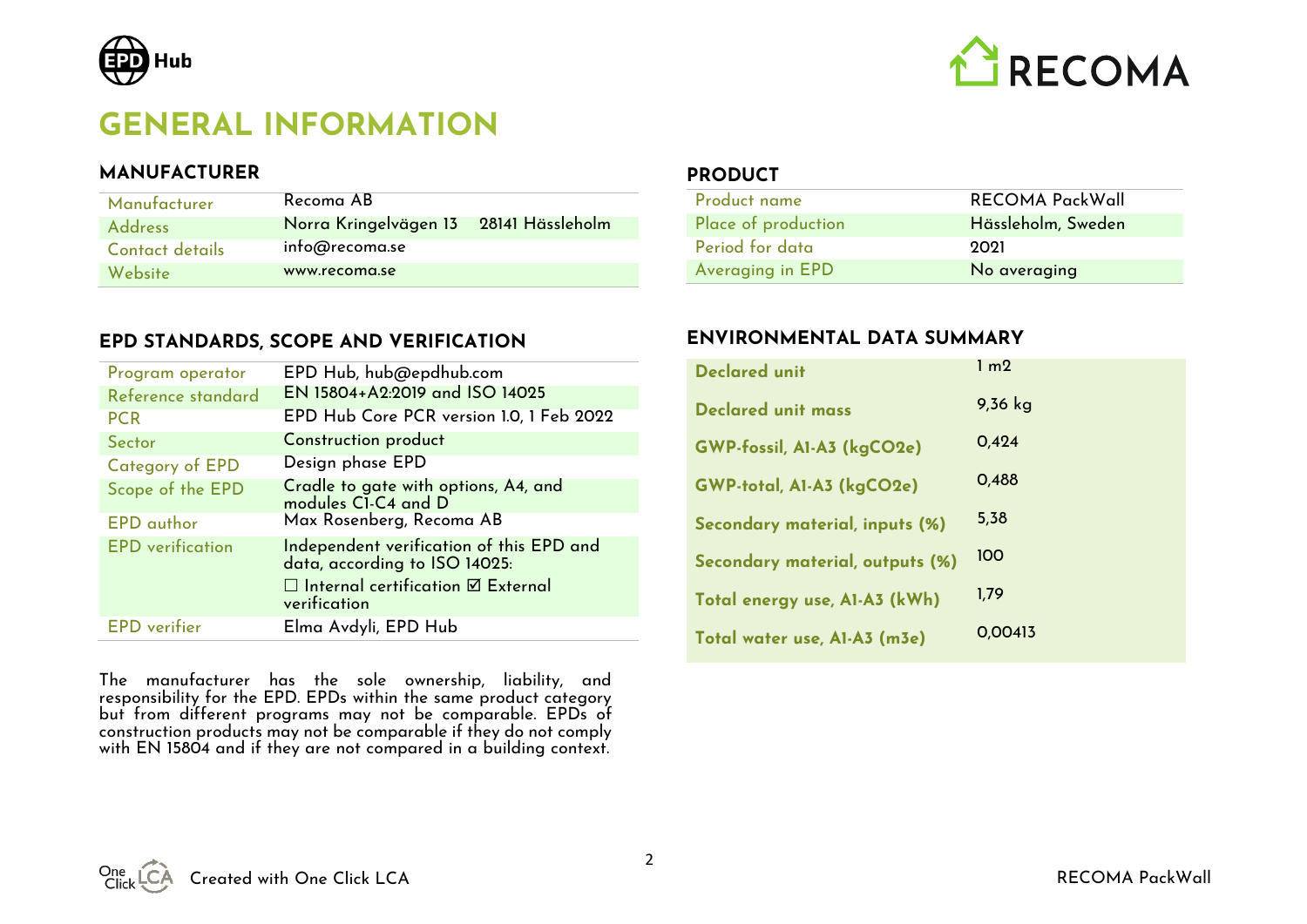# GENERAL INFORMATION

## MANUFACTURER

| | |
|---|---|
| Manufacturer | Recoma AB |
| Address | Norra Kringelvägen 13 28141 Hässleholm |
| Contact details | info@recoma.se |
| Website | www.recoma.se |

## EPD STANDARDS, SCOPE AND VERIFICATION

| | |
|---|---|
| Program operator | EPD Hub, hub@epdhub.com |
| Reference standard | EN 15804+A2:2019 and ISO 14025 |
| PCR | EPD Hub Core PCR version 1.0, 1 Feb 2022 |
| Sector | Construction product |
| Category of EPD | Design phase EPD |
| Scope of the EPD | Cradle to gate with options, A4, and modules C1-C4 and D |
| EPD author | Max Rosenberg, Recoma AB |
| EPD verification | Independent verification of this EPD and data, according to ISO 14025: ☐ Internal certification ☑ External verification |
| EPD verifier | Elma Avdyli, EPD Hub |

The manufacturer has the sole ownership, liability, and responsibility for the EPD. EPDs within the same product category but from different programs may not be comparable. EPDs of construction products may not be comparable if they do not comply with EN 15804 and if they are not compared in a building context.

## PRODUCT

| | |
|---|---|
| Product name | RECOMA PackWall |
| Place of production | Hässleholm, Sweden |
| Period for data | 2021 |
| Averaging in EPD | No averaging |

## ENVIRONMENTAL DATA SUMMARY

| | |
|---|---|
| **Declared unit** | 1 m2 |
| **Declared unit mass** | 9,36 kg |
| **GWP-fossil, A1-A3 (kgCO2e)** | 0,424 |
| **GWP-total, A1-A3 (kgCO2e)** | 0,488 |
| **Secondary material, inputs (%)** | 5,38 |
| **Secondary material, outputs (%)** | 100 |
| **Total energy use, A1-A3 (kWh)** | 1,79 |
| **Total water use, A1-A3 (m3e)** | 0,00413 |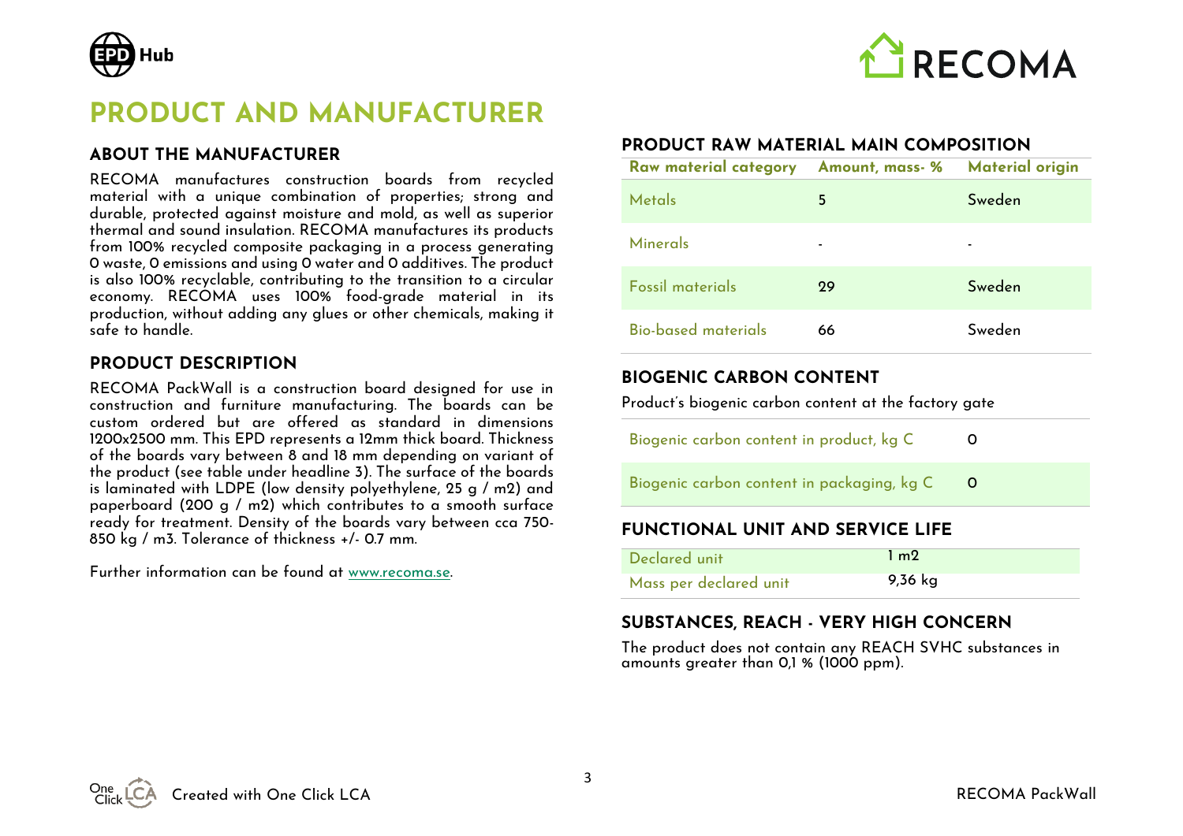# PRODUCT AND MANUFACTURER

## ABOUT THE MANUFACTURER

RECOMA manufactures construction boards from recycled material with a unique combination of properties; strong and durable, protected against moisture and mold, as well as superior thermal and sound insulation. RECOMA manufactures its products from 100% recycled composite packaging in a process generating 0 waste, 0 emissions and using 0 water and 0 additives. The product is also 100% recyclable, contributing to the transition to a circular economy. RECOMA uses 100% food-grade material in its production, without adding any glues or other chemicals, making it safe to handle.

## PRODUCT DESCRIPTION

RECOMA PackWall is a construction board designed for use in construction and furniture manufacturing. The boards can be custom ordered but are offered as standard in dimensions 1200x2500 mm. This EPD represents a 12mm thick board. Thickness of the boards vary between 8 and 18 mm depending on variant of the product (see table under headline 3). The surface of the boards is laminated with LDPE (low density polyethylene, 25 g / m2) and paperboard (200 g / m2) which contributes to a smooth surface ready for treatment. Density of the boards vary between cca 750-850 kg / m3. Tolerance of thickness +/- 0.7 mm.

Further information can be found at www.recoma.se.

## PRODUCT RAW MATERIAL MAIN COMPOSITION

| Raw material category | Amount, mass- % | Material origin |
|---|---|---|
| Metals | 5 | Sweden |
| Minerals | - | - |
| Fossil materials | 29 | Sweden |
| Bio-based materials | 66 | Sweden |

## BIOGENIC CARBON CONTENT

Product's biogenic carbon content at the factory gate

| | |
|---|---|
| Biogenic carbon content in product, kg C | 0 |
| Biogenic carbon content in packaging, kg C | 0 |

## FUNCTIONAL UNIT AND SERVICE LIFE

| | |
|---|---|
| Declared unit | 1 m2 |
| Mass per declared unit | 9,36 kg |

## SUBSTANCES, REACH - VERY HIGH CONCERN

The product does not contain any REACH SVHC substances in amounts greater than 0,1 % (1000 ppm).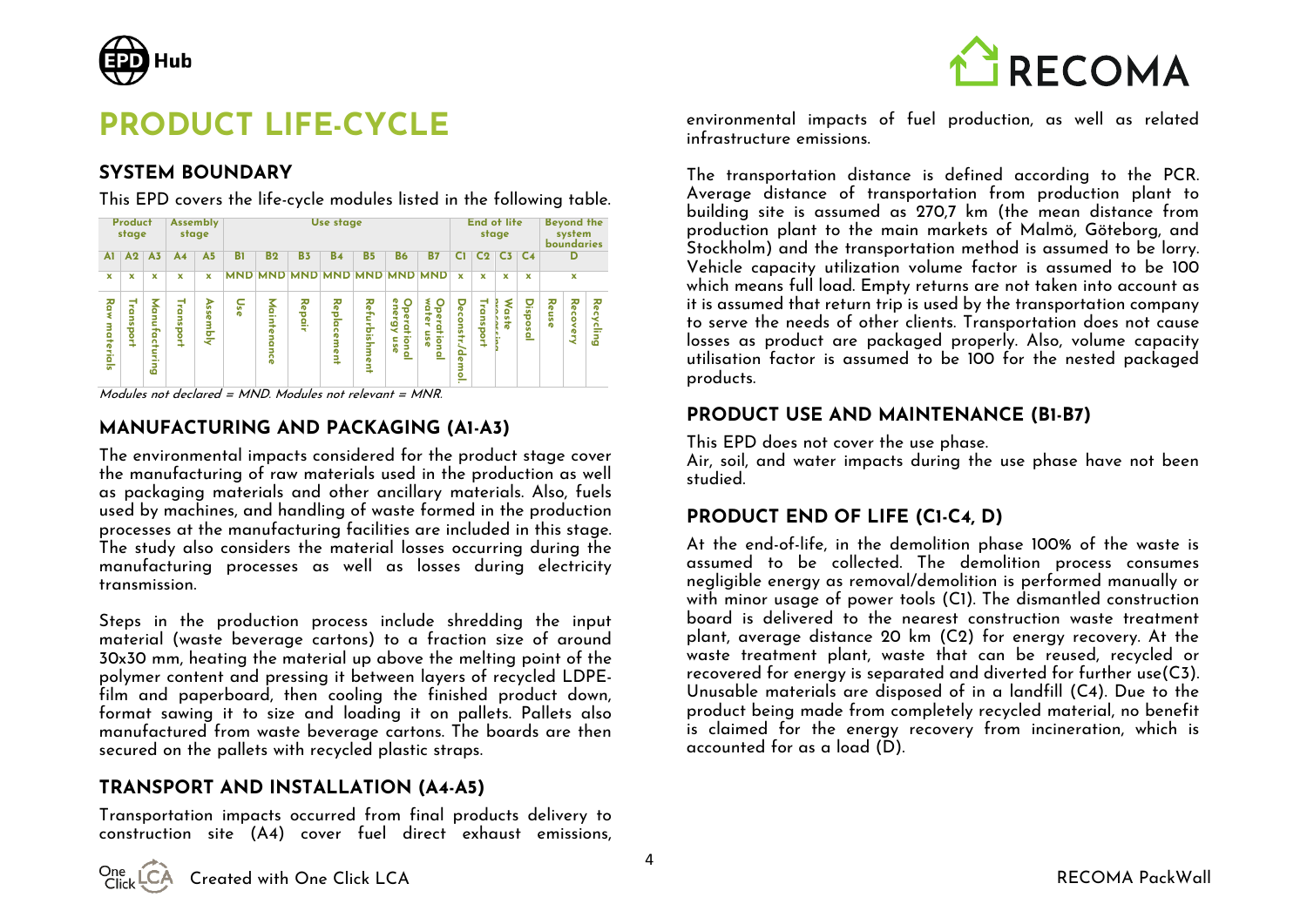# PRODUCT LIFE-CYCLE

## SYSTEM BOUNDARY

This EPD covers the life-cycle modules listed in the following table.

| Product stage | | | Assembly stage | | Use stage | | | | | | | End of life stage | | | | Beyond the system boundaries | | |
|---|---|---|---|---|---|---|---|---|---|---|---|---|---|---|---|---|---|---|
| A1 | A2 | A3 | A4 | A5 | B1 | B2 | B3 | B4 | B5 | B6 | B7 | C1 | C2 | C3 | C4 | D | | |
| x | x | x | x | x | MND | MND | MND | MND | MND | MND | MND | x | x | x | x | x | | |
| Raw materials | Transport | Manufacturing | Transport | Assembly | Use | Maintenance | Repair | Replacement | Refurbishment | Operational energy use | Operational water use | Deconstr./demol. | Transport | Waste processing | Disposal | Reuse | Recovery | Recycling |

*Modules not declared = MND. Modules not relevant = MNR.*

## MANUFACTURING AND PACKAGING (A1-A3)

The environmental impacts considered for the product stage cover the manufacturing of raw materials used in the production as well as packaging materials and other ancillary materials. Also, fuels used by machines, and handling of waste formed in the production processes at the manufacturing facilities are included in this stage. The study also considers the material losses occurring during the manufacturing processes as well as losses during electricity transmission.

Steps in the production process include shredding the input material (waste beverage cartons) to a fraction size of around 30x30 mm, heating the material up above the melting point of the polymer content and pressing it between layers of recycled LDPE-film and paperboard, then cooling the finished product down, format sawing it to size and loading it on pallets. Pallets also manufactured from waste beverage cartons. The boards are then secured on the pallets with recycled plastic straps.

## TRANSPORT AND INSTALLATION (A4-A5)

Transportation impacts occurred from final products delivery to construction site (A4) cover fuel direct exhaust emissions, environmental impacts of fuel production, as well as related infrastructure emissions.

The transportation distance is defined according to the PCR. Average distance of transportation from production plant to building site is assumed as 270,7 km (the mean distance from production plant to the main markets of Malmö, Göteborg, and Stockholm) and the transportation method is assumed to be lorry. Vehicle capacity utilization volume factor is assumed to be 100 which means full load. Empty returns are not taken into account as it is assumed that return trip is used by the transportation company to serve the needs of other clients. Transportation does not cause losses as product are packaged properly. Also, volume capacity utilisation factor is assumed to be 100 for the nested packaged products.

## PRODUCT USE AND MAINTENANCE (B1-B7)

This EPD does not cover the use phase.
Air, soil, and water impacts during the use phase have not been studied.

## PRODUCT END OF LIFE (C1-C4, D)

At the end-of-life, in the demolition phase 100% of the waste is assumed to be collected. The demolition process consumes negligible energy as removal/demolition is performed manually or with minor usage of power tools (C1). The dismantled construction board is delivered to the nearest construction waste treatment plant, average distance 20 km (C2) for energy recovery. At the waste treatment plant, waste that can be reused, recycled or recovered for energy is separated and diverted for further use(C3). Unusable materials are disposed of in a landfill (C4). Due to the product being made from completely recycled material, no benefit is claimed for the energy recovery from incineration, which is accounted for as a load (D).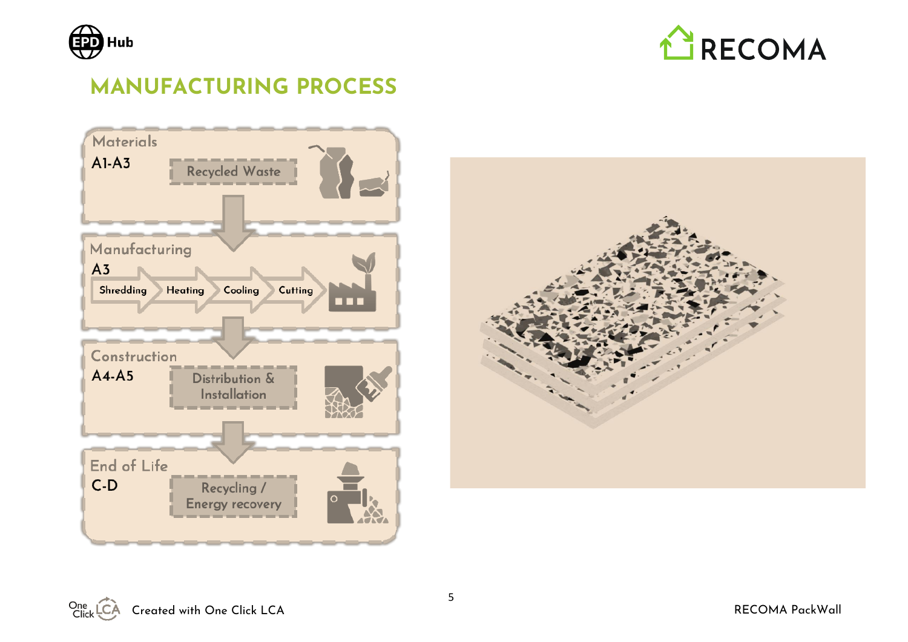## MANUFACTURING PROCESS

**Materials**
A1-A3
Recycled Waste

**Manufacturing**
A3
Shredding → Heating → Cooling → Cutting

**Construction**
A4-A5
Distribution & Installation

**End of Life**
C-D
Recycling / Energy recovery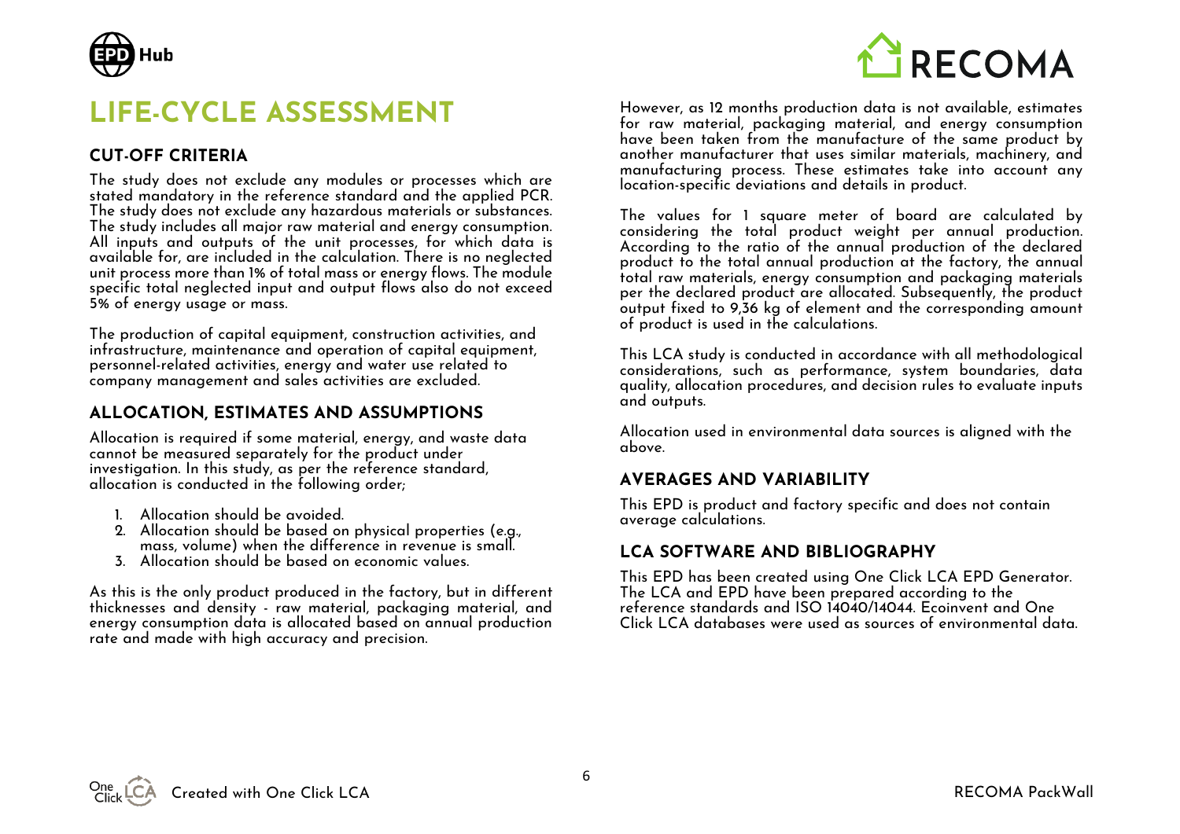# LIFE-CYCLE ASSESSMENT

## CUT-OFF CRITERIA

The study does not exclude any modules or processes which are stated mandatory in the reference standard and the applied PCR. The study does not exclude any hazardous materials or substances. The study includes all major raw material and energy consumption. All inputs and outputs of the unit processes, for which data is available for, are included in the calculation. There is no neglected unit process more than 1% of total mass or energy flows. The module specific total neglected input and output flows also do not exceed 5% of energy usage or mass.

The production of capital equipment, construction activities, and infrastructure, maintenance and operation of capital equipment, personnel-related activities, energy and water use related to company management and sales activities are excluded.

## ALLOCATION, ESTIMATES AND ASSUMPTIONS

Allocation is required if some material, energy, and waste data cannot be measured separately for the product under investigation. In this study, as per the reference standard, allocation is conducted in the following order;

1. Allocation should be avoided.
2. Allocation should be based on physical properties (e.g., mass, volume) when the difference in revenue is small.
3. Allocation should be based on economic values.

As this is the only product produced in the factory, but in different thicknesses and density - raw material, packaging material, and energy consumption data is allocated based on annual production rate and made with high accuracy and precision.

However, as 12 months production data is not available, estimates for raw material, packaging material, and energy consumption have been taken from the manufacture of the same product by another manufacturer that uses similar materials, machinery, and manufacturing process. These estimates take into account any location-specific deviations and details in product.

The values for 1 square meter of board are calculated by considering the total product weight per annual production. According to the ratio of the annual production of the declared product to the total annual production at the factory, the annual total raw materials, energy consumption and packaging materials per the declared product are allocated. Subsequently, the product output fixed to 9,36 kg of element and the corresponding amount of product is used in the calculations.

This LCA study is conducted in accordance with all methodological considerations, such as performance, system boundaries, data quality, allocation procedures, and decision rules to evaluate inputs and outputs.

Allocation used in environmental data sources is aligned with the above.

## AVERAGES AND VARIABILITY

This EPD is product and factory specific and does not contain average calculations.

## LCA SOFTWARE AND BIBLIOGRAPHY

This EPD has been created using One Click LCA EPD Generator. The LCA and EPD have been prepared according to the reference standards and ISO 14040/14044. Ecoinvent and One Click LCA databases were used as sources of environmental data.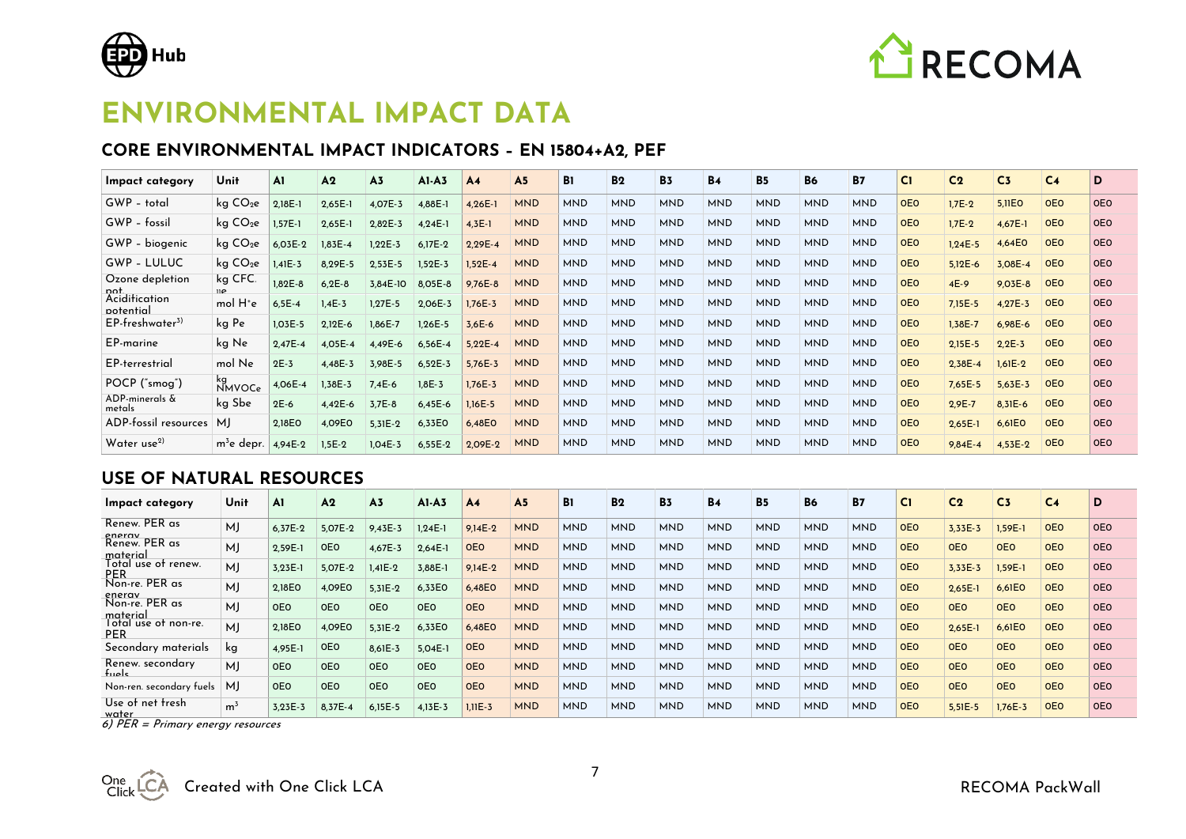# ENVIRONMENTAL IMPACT DATA

## CORE ENVIRONMENTAL IMPACT INDICATORS – EN 15804+A2, PEF

| Impact category | Unit | A1 | A2 | A3 | A1-A3 | A4 | A5 | B1 | B2 | B3 | B4 | B5 | B6 | B7 | C1 | C2 | C3 | C4 | D |
|---|---|---|---|---|---|---|---|---|---|---|---|---|---|---|---|---|---|---|---|
| GWP – total | kg $CO_2e$ | 2,18E-1 | 2,65E-1 | 4,07E-3 | 4,88E-1 | 4,26E-1 | MND | MND | MND | MND | MND | MND | MND | MND | 0E0 | 1,7E-2 | 5,11E0 | 0E0 | 0E0 |
| GWP – fossil | kg $CO_2e$ | 1,57E-1 | 2,65E-1 | 2,82E-3 | 4,24E-1 | 4,3E-1 | MND | MND | MND | MND | MND | MND | MND | MND | 0E0 | 1,7E-2 | 4,67E-1 | 0E0 | 0E0 |
| GWP – biogenic | kg $CO_2e$ | 6,03E-2 | 1,83E-4 | 1,22E-3 | 6,17E-2 | 2,29E-4 | MND | MND | MND | MND | MND | MND | MND | MND | 0E0 | 1,24E-5 | 4,64E0 | 0E0 | 0E0 |
| GWP – LULUC | kg $CO_2e$ | 1,41E-3 | 8,29E-5 | 2,53E-5 | 1,52E-3 | 1,52E-4 | MND | MND | MND | MND | MND | MND | MND | MND | 0E0 | 5,12E-6 | 3,08E-4 | 0E0 | 0E0 |
| Ozone depletion pot. | kg CFC$_{11}$e | 1,82E-8 | 6,2E-8 | 3,84E-10 | 8,05E-8 | 9,76E-8 | MND | MND | MND | MND | MND | MND | MND | MND | 0E0 | 4E-9 | 9,03E-8 | 0E0 | 0E0 |
| Acidification potential | mol $H^+$e | 6,5E-4 | 1,4E-3 | 1,27E-5 | 2,06E-3 | 1,76E-3 | MND | MND | MND | MND | MND | MND | MND | MND | 0E0 | 7,15E-5 | 4,27E-3 | 0E0 | 0E0 |
| EP-freshwater[3)] | kg Pe | 1,03E-5 | 2,12E-6 | 1,86E-7 | 1,26E-5 | 3,6E-6 | MND | MND | MND | MND | MND | MND | MND | MND | 0E0 | 1,38E-7 | 6,98E-6 | 0E0 | 0E0 |
| EP-marine | kg Ne | 2,47E-4 | 4,05E-4 | 4,49E-6 | 6,56E-4 | 5,22E-4 | MND | MND | MND | MND | MND | MND | MND | MND | 0E0 | 2,15E-5 | 2,2E-3 | 0E0 | 0E0 |
| EP-terrestrial | mol Ne | 2E-3 | 4,48E-3 | 3,98E-5 | 6,52E-3 | 5,76E-3 | MND | MND | MND | MND | MND | MND | MND | MND | 0E0 | 2,38E-4 | 1,61E-2 | 0E0 | 0E0 |
| POCP ("smog") | kg NMVOCe | 4,06E-4 | 1,38E-3 | 7,4E-6 | 1,8E-3 | 1,76E-3 | MND | MND | MND | MND | MND | MND | MND | MND | 0E0 | 7,65E-5 | 5,63E-3 | 0E0 | 0E0 |
| ADP-minerals & metals | kg Sbe | 2E-6 | 4,42E-6 | 3,7E-8 | 6,45E-6 | 1,16E-5 | MND | MND | MND | MND | MND | MND | MND | MND | 0E0 | 2,9E-7 | 8,31E-6 | 0E0 | 0E0 |
| ADP-fossil resources | MJ | 2,18E0 | 4,09E0 | 5,31E-2 | 6,33E0 | 6,48E0 | MND | MND | MND | MND | MND | MND | MND | MND | 0E0 | 2,65E-1 | 6,61E0 | 0E0 | 0E0 |
| Water use[2)] | $m^3$e depr. | 4,94E-2 | 1,5E-2 | 1,04E-3 | 6,55E-2 | 2,09E-2 | MND | MND | MND | MND | MND | MND | MND | MND | 0E0 | 9,84E-4 | 4,53E-2 | 0E0 | 0E0 |

## USE OF NATURAL RESOURCES

| Impact category | Unit | A1 | A2 | A3 | A1-A3 | A4 | A5 | B1 | B2 | B3 | B4 | B5 | B6 | B7 | C1 | C2 | C3 | C4 | D |
|---|---|---|---|---|---|---|---|---|---|---|---|---|---|---|---|---|---|---|---|
| Renew. PER as energy | MJ | 6,37E-2 | 5,07E-2 | 9,43E-3 | 1,24E-1 | 9,14E-2 | MND | MND | MND | MND | MND | MND | MND | MND | 0E0 | 3,33E-3 | 1,59E-1 | 0E0 | 0E0 |
| Renew. PER as material | MJ | 2,59E-1 | 0E0 | 4,67E-3 | 2,64E-1 | 0E0 | MND | MND | MND | MND | MND | MND | MND | MND | 0E0 | 0E0 | 0E0 | 0E0 | 0E0 |
| Total use of renew. PER | MJ | 3,23E-1 | 5,07E-2 | 1,41E-2 | 3,88E-1 | 9,14E-2 | MND | MND | MND | MND | MND | MND | MND | MND | 0E0 | 3,33E-3 | 1,59E-1 | 0E0 | 0E0 |
| Non-re. PER as energy | MJ | 2,18E0 | 4,09E0 | 5,31E-2 | 6,33E0 | 6,48E0 | MND | MND | MND | MND | MND | MND | MND | MND | 0E0 | 2,65E-1 | 6,61E0 | 0E0 | 0E0 |
| Non-re. PER as material | MJ | 0E0 | 0E0 | 0E0 | 0E0 | 0E0 | MND | MND | MND | MND | MND | MND | MND | MND | 0E0 | 0E0 | 0E0 | 0E0 | 0E0 |
| Total use of non-re. PER | MJ | 2,18E0 | 4,09E0 | 5,31E-2 | 6,33E0 | 6,48E0 | MND | MND | MND | MND | MND | MND | MND | MND | 0E0 | 2,65E-1 | 6,61E0 | 0E0 | 0E0 |
| Secondary materials | kg | 4,95E-1 | 0E0 | 8,61E-3 | 5,04E-1 | 0E0 | MND | MND | MND | MND | MND | MND | MND | MND | 0E0 | 0E0 | 0E0 | 0E0 | 0E0 |
| Renew. secondary fuels | MJ | 0E0 | 0E0 | 0E0 | 0E0 | 0E0 | MND | MND | MND | MND | MND | MND | MND | MND | 0E0 | 0E0 | 0E0 | 0E0 | 0E0 |
| Non-ren. secondary fuels | MJ | 0E0 | 0E0 | 0E0 | 0E0 | 0E0 | MND | MND | MND | MND | MND | MND | MND | MND | 0E0 | 0E0 | 0E0 | 0E0 | 0E0 |
| Use of net fresh water | $m^3$ | 3,23E-3 | 8,37E-4 | 6,15E-5 | 4,13E-3 | 1,11E-3 | MND | MND | MND | MND | MND | MND | MND | MND | 0E0 | 5,51E-5 | 1,76E-3 | 0E0 | 0E0 |

*6) PER = Primary energy resources*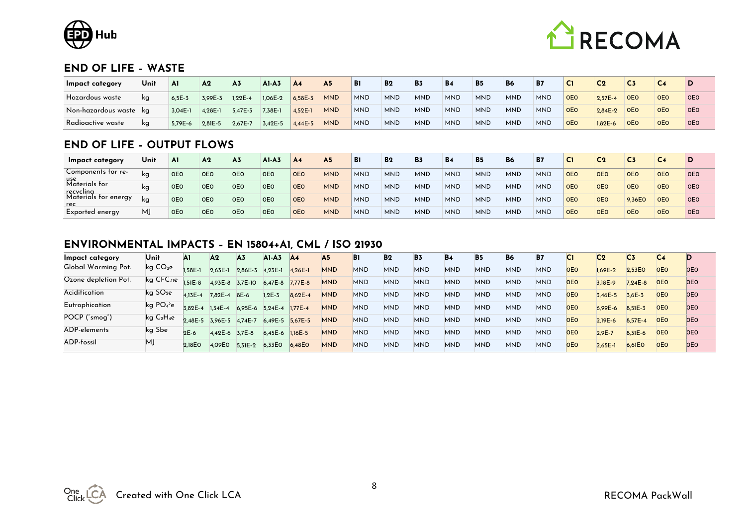## END OF LIFE – WASTE

| Impact category | Unit | A1 | A2 | A3 | A1-A3 | A4 | A5 | B1 | B2 | B3 | B4 | B5 | B6 | B7 | C1 | C2 | C3 | C4 | D |
|---|---|---|---|---|---|---|---|---|---|---|---|---|---|---|---|---|---|---|---|
| Hazardous waste | kg | 6,5E-3 | 3,99E-3 | 1,22E-4 | 1,06E-2 | 6,58E-3 | MND | MND | MND | MND | MND | MND | MND | MND | 0E0 | 2,57E-4 | 0E0 | 0E0 | 0E0 |
| Non-hazardous waste | kg | 3,04E-1 | 4,28E-1 | 5,47E-3 | 7,38E-1 | 4,52E-1 | MND | MND | MND | MND | MND | MND | MND | MND | 0E0 | 2,84E-2 | 0E0 | 0E0 | 0E0 |
| Radioactive waste | kg | 5,79E-6 | 2,81E-5 | 2,67E-7 | 3,42E-5 | 4,44E-5 | MND | MND | MND | MND | MND | MND | MND | MND | 0E0 | 1,82E-6 | 0E0 | 0E0 | 0E0 |

## END OF LIFE – OUTPUT FLOWS

| Impact category | Unit | A1 | A2 | A3 | A1-A3 | A4 | A5 | B1 | B2 | B3 | B4 | B5 | B6 | B7 | C1 | C2 | C3 | C4 | D |
|---|---|---|---|---|---|---|---|---|---|---|---|---|---|---|---|---|---|---|---|
| Components for re-use | kg | 0E0 | 0E0 | 0E0 | 0E0 | 0E0 | MND | MND | MND | MND | MND | MND | MND | MND | 0E0 | 0E0 | 0E0 | 0E0 | 0E0 |
| Materials for recycling | kg | 0E0 | 0E0 | 0E0 | 0E0 | 0E0 | MND | MND | MND | MND | MND | MND | MND | MND | 0E0 | 0E0 | 0E0 | 0E0 | 0E0 |
| Materials for energy rec | kg | 0E0 | 0E0 | 0E0 | 0E0 | 0E0 | MND | MND | MND | MND | MND | MND | MND | MND | 0E0 | 0E0 | 9,36E0 | 0E0 | 0E0 |
| Exported energy | MJ | 0E0 | 0E0 | 0E0 | 0E0 | 0E0 | MND | MND | MND | MND | MND | MND | MND | MND | 0E0 | 0E0 | 0E0 | 0E0 | 0E0 |

## ENVIRONMENTAL IMPACTS – EN 15804+A1, CML / ISO 21930

| Impact category | Unit | A1 | A2 | A3 | A1-A3 | A4 | A5 | B1 | B2 | B3 | B4 | B5 | B6 | B7 | C1 | C2 | C3 | C4 | D |
|---|---|---|---|---|---|---|---|---|---|---|---|---|---|---|---|---|---|---|---|
| Global Warming Pot. | kg $CO_2e$ | 1,58E-1 | 2,63E-1 | 2,86E-3 | 4,23E-1 | 4,26E-1 | MND | MND | MND | MND | MND | MND | MND | MND | 0E0 | 1,69E-2 | 2,53E0 | 0E0 | 0E0 |
| Ozone depletion Pot. | kg $CFC_{11}e$ | 1,51E-8 | 4,93E-8 | 3,7E-10 | 6,47E-8 | 7,77E-8 | MND | MND | MND | MND | MND | MND | MND | MND | 0E0 | 3,18E-9 | 7,24E-8 | 0E0 | 0E0 |
| Acidification | kg $SO_2e$ | 4,13E-4 | 7,82E-4 | 8E-6 | 1,2E-3 | 8,62E-4 | MND | MND | MND | MND | MND | MND | MND | MND | 0E0 | 3,46E-5 | 3,6E-3 | 0E0 | 0E0 |
| Eutrophication | kg $PO_4^{3}e$ | 3,82E-4 | 1,34E-4 | 6,95E-6 | 5,24E-4 | 1,77E-4 | MND | MND | MND | MND | MND | MND | MND | MND | 0E0 | 6,99E-6 | 8,51E-3 | 0E0 | 0E0 |
| POCP ("smog") | kg $C_2H_4e$ | 2,48E-5 | 3,96E-5 | 4,74E-7 | 6,49E-5 | 5,67E-5 | MND | MND | MND | MND | MND | MND | MND | MND | 0E0 | 2,19E-6 | 8,57E-4 | 0E0 | 0E0 |
| ADP-elements | kg Sbe | 2E-6 | 4,42E-6 | 3,7E-8 | 6,45E-6 | 1,16E-5 | MND | MND | MND | MND | MND | MND | MND | MND | 0E0 | 2,9E-7 | 8,31E-6 | 0E0 | 0E0 |
| ADP-fossil | MJ | 2,18E0 | 4,09E0 | 5,31E-2 | 6,33E0 | 6,48E0 | MND | MND | MND | MND | MND | MND | MND | MND | 0E0 | 2,65E-1 | 6,61E0 | 0E0 | 0E0 |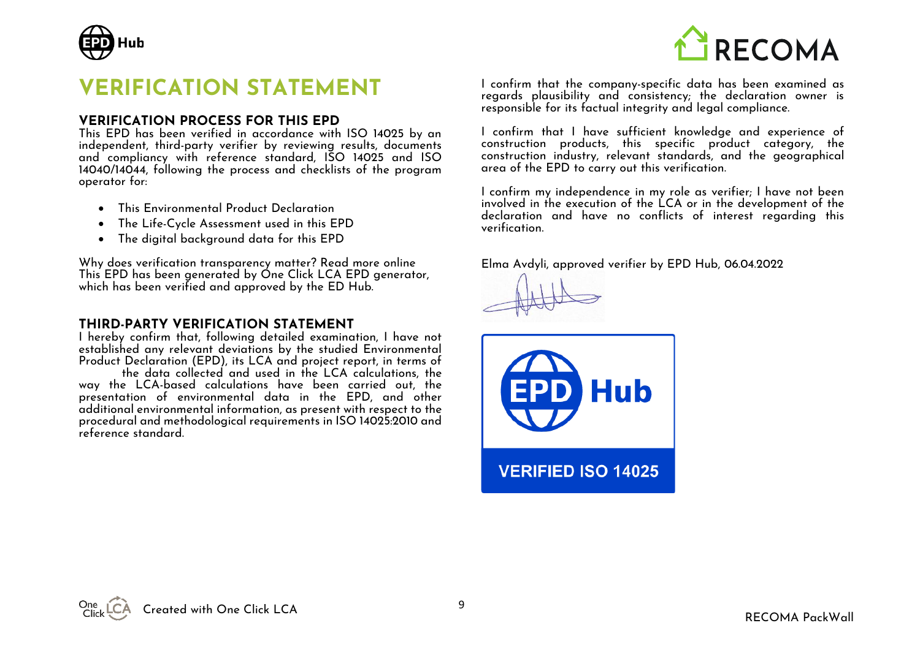# VERIFICATION STATEMENT

## VERIFICATION PROCESS FOR THIS EPD

This EPD has been verified in accordance with ISO 14025 by an independent, third-party verifier by reviewing results, documents and compliancy with reference standard, ISO 14025 and ISO 14040/14044, following the process and checklists of the program operator for:

- This Environmental Product Declaration
- The Life-Cycle Assessment used in this EPD
- The digital background data for this EPD

Why does verification transparency matter? Read more online
This EPD has been generated by One Click LCA EPD generator, which has been verified and approved by the ED Hub.

## THIRD-PARTY VERIFICATION STATEMENT

I hereby confirm that, following detailed examination, I have not established any relevant deviations by the studied Environmental Product Declaration (EPD), its LCA and project report, in terms of the data collected and used in the LCA calculations, the way the LCA-based calculations have been carried out, the presentation of environmental data in the EPD, and other additional environmental information, as present with respect to the procedural and methodological requirements in ISO 14025:2010 and reference standard.

I confirm that the company-specific data has been examined as regards plausibility and consistency; the declaration owner is responsible for its factual integrity and legal compliance.

I confirm that I have sufficient knowledge and experience of construction products, this specific product category, the construction industry, relevant standards, and the geographical area of the EPD to carry out this verification.

I confirm my independence in my role as verifier; I have not been involved in the execution of the LCA or in the development of the declaration and have no conflicts of interest regarding this verification.

Elma Avdyli, approved verifier by EPD Hub, 06.04.2022

EPD Hub

VERIFIED ISO 14025